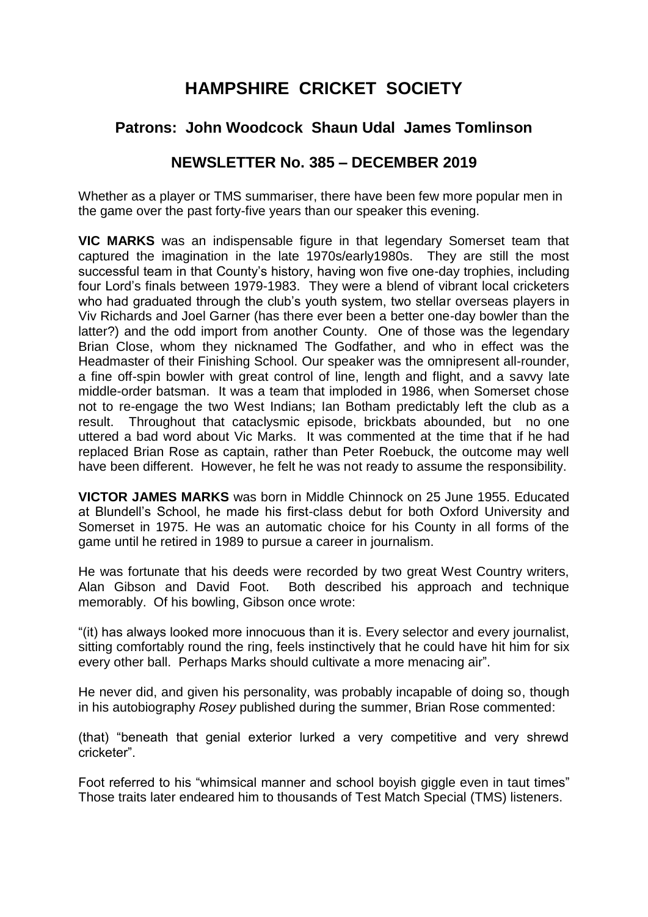# HAMPSHIRE CRICKET SOCIETY

## Patrons: John Woodcock Shaun Udal James Tomlinson

## NEWSLETTER No. 385 – DECEMBER 2019

Whether as a player or TMS summariser, there have been few more popular men in the game over the past forty-five years than our speaker this evening.

**VIC MARKS** was an indispensable figure in that legendary Somerset team that captured the imagination in the late 1970s/early1980s. They are still the most successful team in that County's history, having won five one-day trophies, including four Lord's finals between 1979-1983. They were a blend of vibrant local cricketers who had graduated through the club's youth system, two stellar overseas players in Viv Richards and Joel Garner (has there ever been a better one-day bowler than the latter?) and the odd import from another County. One of those was the legendary Brian Close, whom they nicknamed The Godfather, and who in effect was the Headmaster of their Finishing School. Our speaker was the omnipresent all-rounder, a fine off-spin bowler with great control of line, length and flight, and a savvy late middle-order batsman. It was a team that imploded in 1986, when Somerset chose not to re-engage the two West Indians; Ian Botham predictably left the club as a result. Throughout that cataclysmic episode, brickbats abounded, but no one uttered a bad word about Vic Marks. It was commented at the time that if he had replaced Brian Rose as captain, rather than Peter Roebuck, the outcome may well have been different. However, he felt he was not ready to assume the responsibility.

**VICTOR JAMES MARKS** was born in Middle Chinnock on 25 June 1955. Educated at Blundell's School, he made his first-class debut for both Oxford University and Somerset in 1975. He was an automatic choice for his County in all forms of the game until he retired in 1989 to pursue a career in journalism.

He was fortunate that his deeds were recorded by two great West Country writers, Alan Gibson and David Foot. Both described his approach and technique memorably. Of his bowling, Gibson once wrote:

"(it) has always looked more innocuous than it is. Every selector and every journalist, sitting comfortably round the ring, feels instinctively that he could have hit him for six every other ball. Perhaps Marks should cultivate a more menacing air".

He never did, and given his personality, was probably incapable of doing so, though in his autobiography *Rosey* published during the summer, Brian Rose commented:

(that) "beneath that genial exterior lurked a very competitive and very shrewd cricketer".

Foot referred to his "whimsical manner and school boyish giggle even in taut times" Those traits later endeared him to thousands of Test Match Special (TMS) listeners.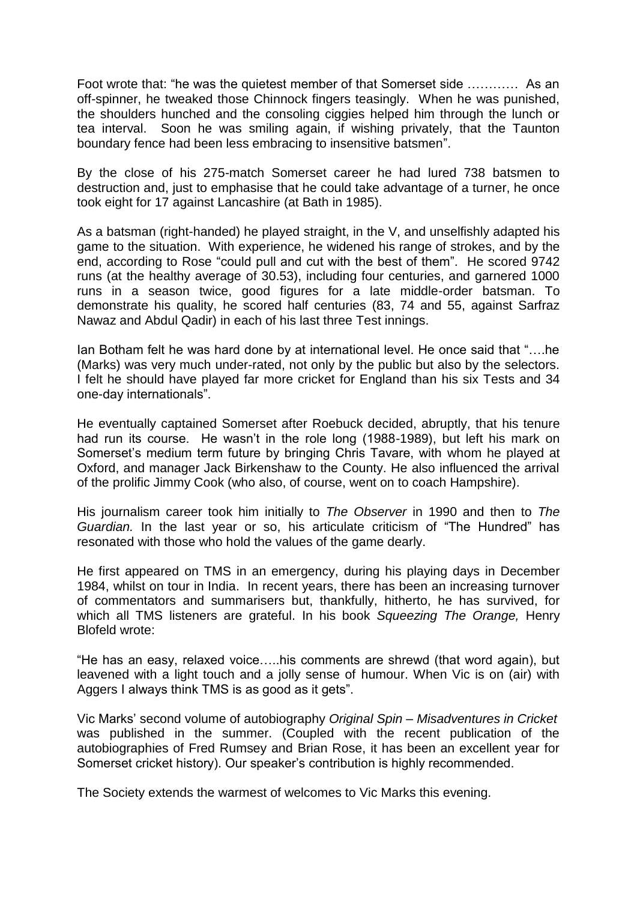Foot wrote that: "he was the quietest member of that Somerset side ………… As an off-spinner, he tweaked those Chinnock fingers teasingly. When he was punished, the shoulders hunched and the consoling ciggies helped him through the lunch or tea interval. Soon he was smiling again, if wishing privately, that the Taunton boundary fence had been less embracing to insensitive batsmen".

By the close of his 275-match Somerset career he had lured 738 batsmen to destruction and, just to emphasise that he could take advantage of a turner, he once took eight for 17 against Lancashire (at Bath in 1985).

As a batsman (right-handed) he played straight, in the V, and unselfishly adapted his game to the situation. With experience, he widened his range of strokes, and by the end, according to Rose "could pull and cut with the best of them". He scored 9742 runs (at the healthy average of 30.53), including four centuries, and garnered 1000 runs in a season twice, good figures for a late middle-order batsman. To demonstrate his quality, he scored half centuries (83, 74 and 55, against Sarfraz Nawaz and Abdul Qadir) in each of his last three Test innings.

Ian Botham felt he was hard done by at international level. He once said that "….he (Marks) was very much under-rated, not only by the public but also by the selectors. I felt he should have played far more cricket for England than his six Tests and 34 one-day internationals".

He eventually captained Somerset after Roebuck decided, abruptly, that his tenure had run its course. He wasn't in the role long (1988-1989), but left his mark on Somerset's medium term future by bringing Chris Tavare, with whom he played at Oxford, and manager Jack Birkenshaw to the County. He also influenced the arrival of the prolific Jimmy Cook (who also, of course, went on to coach Hampshire).

His journalism career took him initially to *The Observer* in 1990 and then to *The Guardian.* In the last year or so, his articulate criticism of "The Hundred" has resonated with those who hold the values of the game dearly.

He first appeared on TMS in an emergency, during his playing days in December 1984, whilst on tour in India. In recent years, there has been an increasing turnover of commentators and summarisers but, thankfully, hitherto, he has survived, for which all TMS listeners are grateful. In his book *Squeezing The Orange,* Henry Blofeld wrote:

"He has an easy, relaxed voice…..his comments are shrewd (that word again), but leavened with a light touch and a jolly sense of humour. When Vic is on (air) with Aggers I always think TMS is as good as it gets".

Vic Marks' second volume of autobiography *Original Spin – Misadventures in Cricket* was published in the summer. (Coupled with the recent publication of the autobiographies of Fred Rumsey and Brian Rose, it has been an excellent year for Somerset cricket history). Our speaker's contribution is highly recommended.

The Society extends the warmest of welcomes to Vic Marks this evening.